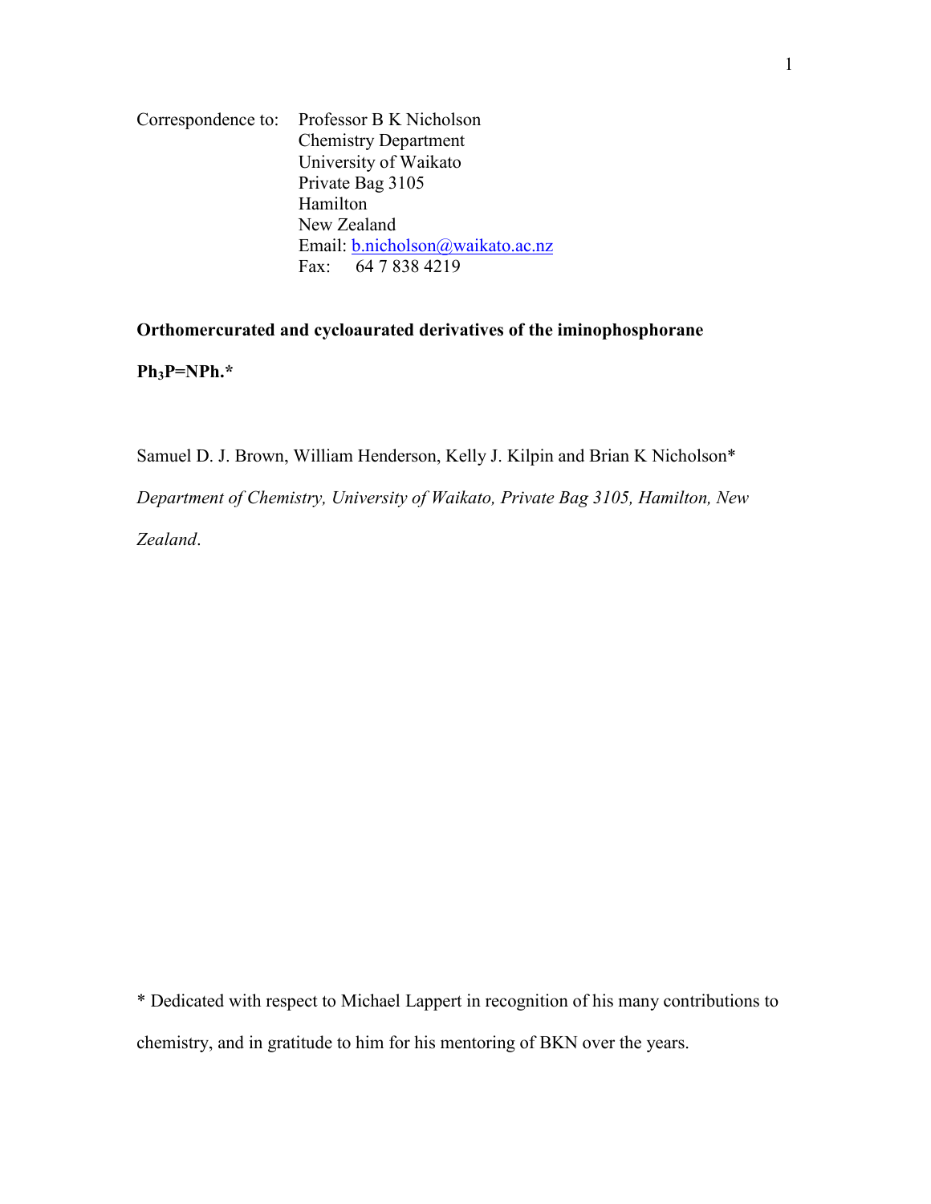Correspondence to: Professor B K Nicholson
Chemistry Department
University of Waikato
Private Bag 3105
Hamilton
New Zealand
Email: b.nicholson@waikato.ac.nz
Fax: 64 7 838 4219

# Orthomercurated and cycloaurated derivatives of the iminophosphorane $Ph_3P$=NPh.*

Samuel D. J. Brown, William Henderson, Kelly J. Kilpin and Brian K Nicholson*

*Department of Chemistry, University of Waikato, Private Bag 3105, Hamilton, New Zealand*.

* Dedicated with respect to Michael Lappert in recognition of his many contributions to chemistry, and in gratitude to him for his mentoring of BKN over the years.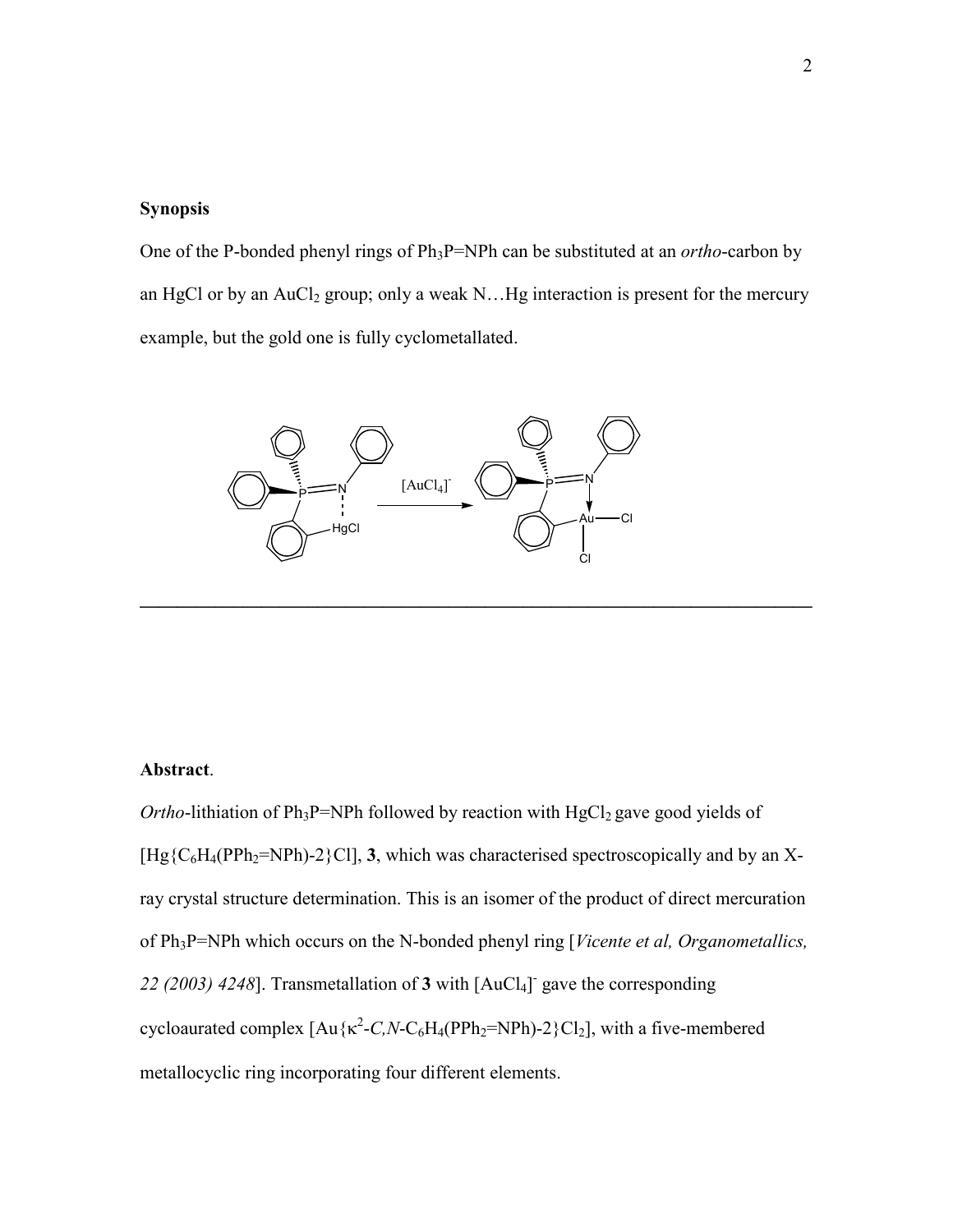**Synopsis**

One of the P-bonded phenyl rings of $Ph_3P{=}NPh$ can be substituted at an *ortho*-carbon by an HgCl or by an $AuCl_2$ group; only a weak N…Hg interaction is present for the mercury example, but the gold one is fully cyclometallated.

---

**Abstract**.

*Ortho*-lithiation of $Ph_3P{=}NPh$ followed by reaction with $HgCl_2$ gave good yields of $[Hg\{C_6H_4(PPh_2{=}NPh)\text{-}2\}Cl]$, **3**, which was characterised spectroscopically and by an X-ray crystal structure determination. This is an isomer of the product of direct mercuration of $Ph_3P{=}NPh$ which occurs on the N-bonded phenyl ring [*Vicente et al, Organometallics, 22 (2003) 4248*]. Transmetallation of **3** with $[AuCl_4]^-$ gave the corresponding cycloaurated complex $[Au\{\kappa^2\text{-}C,N\text{-}C_6H_4(PPh_2{=}NPh)\text{-}2\}Cl_2]$, with a five-membered metallocyclic ring incorporating four different elements.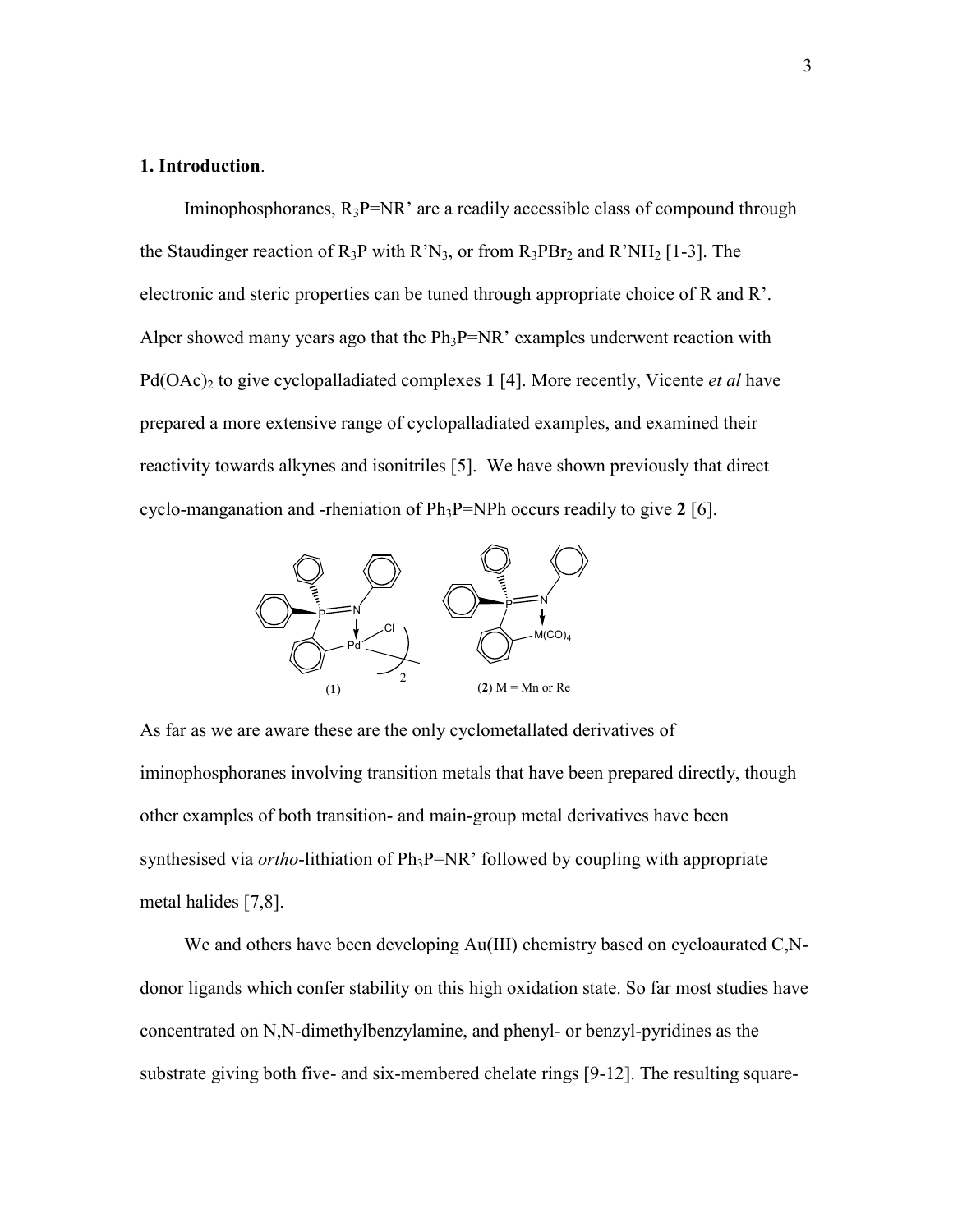## 1. Introduction.

Iminophosphoranes, $R_3P$=NR' are a readily accessible class of compound through the Staudinger reaction of $R_3P$ with R'$N_3$, or from $R_3PBr_2$ and R'$NH_2$ [1-3]. The electronic and steric properties can be tuned through appropriate choice of R and R'. Alper showed many years ago that the $Ph_3P$=NR' examples underwent reaction with $Pd(OAc)_2$ to give cyclopalladiated complexes **1** [4]. More recently, Vicente *et al* have prepared a more extensive range of cyclopalladiated examples, and examined their reactivity towards alkynes and isonitriles [5]. We have shown previously that direct cyclo-manganation and -rheniation of $Ph_3P$=NPh occurs readily to give **2** [6].

(**1**) (**2**) M = Mn or Re

As far as we are aware these are the only cyclometallated derivatives of iminophosphoranes involving transition metals that have been prepared directly, though other examples of both transition- and main-group metal derivatives have been synthesised via *ortho*-lithiation of $Ph_3P$=NR' followed by coupling with appropriate metal halides [7,8].

We and others have been developing Au(III) chemistry based on cycloaurated C,N-donor ligands which confer stability on this high oxidation state. So far most studies have concentrated on N,N-dimethylbenzylamine, and phenyl- or benzyl-pyridines as the substrate giving both five- and six-membered chelate rings [9-12]. The resulting square-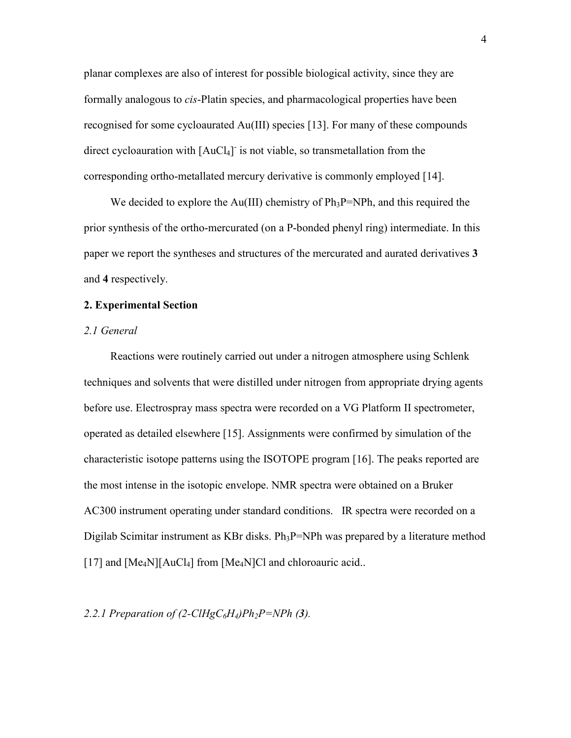planar complexes are also of interest for possible biological activity, since they are formally analogous to *cis*-Platin species, and pharmacological properties have been recognised for some cycloaurated Au(III) species [13]. For many of these compounds direct cycloauration with $[AuCl_4]^-$ is not viable, so transmetallation from the corresponding ortho-metallated mercury derivative is commonly employed [14].

We decided to explore the Au(III) chemistry of $Ph_3P{=}NPh$, and this required the prior synthesis of the ortho-mercurated (on a P-bonded phenyl ring) intermediate. In this paper we report the syntheses and structures of the mercurated and aurated derivatives **3** and **4** respectively.

## 2. Experimental Section

### *2.1 General*

Reactions were routinely carried out under a nitrogen atmosphere using Schlenk techniques and solvents that were distilled under nitrogen from appropriate drying agents before use. Electrospray mass spectra were recorded on a VG Platform II spectrometer, operated as detailed elsewhere [15]. Assignments were confirmed by simulation of the characteristic isotope patterns using the ISOTOPE program [16]. The peaks reported are the most intense in the isotopic envelope. NMR spectra were obtained on a Bruker AC300 instrument operating under standard conditions. IR spectra were recorded on a Digilab Scimitar instrument as KBr disks. $Ph_3P{=}NPh$ was prepared by a literature method [17] and $[Me_4N][AuCl_4]$ from $[Me_4N]Cl$ and chloroauric acid..

### *2.2.1 Preparation of $(2\text{-}ClHgC_6H_4)Ph_2P{=}NPh$ (**3**).*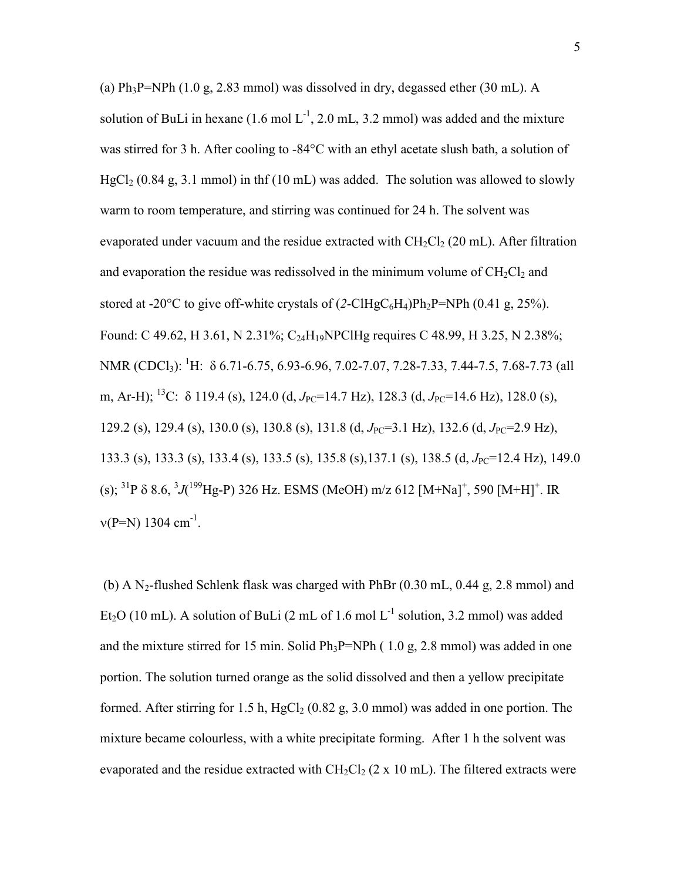(a) $Ph_3P{=}NPh$ (1.0 g, 2.83 mmol) was dissolved in dry, degassed ether (30 mL). A solution of BuLi in hexane (1.6 mol $L^{-1}$, 2.0 mL, 3.2 mmol) was added and the mixture was stirred for 3 h. After cooling to -84°C with an ethyl acetate slush bath, a solution of $HgCl_2$ (0.84 g, 3.1 mmol) in thf (10 mL) was added. The solution was allowed to slowly warm to room temperature, and stirring was continued for 24 h. The solvent was evaporated under vacuum and the residue extracted with $CH_2Cl_2$ (20 mL). After filtration and evaporation the residue was redissolved in the minimum volume of $CH_2Cl_2$ and stored at -20°C to give off-white crystals of (*2*-$ClHgC_6H_4$)$Ph_2P{=}NPh$ (0.41 g, 25%). Found: C 49.62, H 3.61, N 2.31%; $C_{24}H_{19}NPClHg$ requires C 48.99, H 3.25, N 2.38%; NMR ($CDCl_3$): $^1H$: δ 6.71-6.75, 6.93-6.96, 7.02-7.07, 7.28-7.33, 7.44-7.5, 7.68-7.73 (all m, Ar-H); $^{13}C$: δ 119.4 (s), 124.0 (d, $J_{PC}$=14.7 Hz), 128.3 (d, $J_{PC}$=14.6 Hz), 128.0 (s), 129.2 (s), 129.4 (s), 130.0 (s), 130.8 (s), 131.8 (d, $J_{PC}$=3.1 Hz), 132.6 (d, $J_{PC}$=2.9 Hz), 133.3 (s), 133.3 (s), 133.4 (s), 133.5 (s), 135.8 (s),137.1 (s), 138.5 (d, $J_{PC}$=12.4 Hz), 149.0 (s); $^{31}P$ δ 8.6, $^3J(^{199}Hg\text{-}P)$ 326 Hz. ESMS (MeOH) m/z 612 $[M+Na]^+$, 590 $[M+H]^+$. IR ν(P=N) 1304 $cm^{-1}$.

(b) A $N_2$-flushed Schlenk flask was charged with PhBr (0.30 mL, 0.44 g, 2.8 mmol) and $Et_2O$ (10 mL). A solution of BuLi (2 mL of 1.6 mol $L^{-1}$ solution, 3.2 mmol) was added and the mixture stirred for 15 min. Solid $Ph_3P{=}NPh$ ( 1.0 g, 2.8 mmol) was added in one portion. The solution turned orange as the solid dissolved and then a yellow precipitate formed. After stirring for 1.5 h, $HgCl_2$ (0.82 g, 3.0 mmol) was added in one portion. The mixture became colourless, with a white precipitate forming. After 1 h the solvent was evaporated and the residue extracted with $CH_2Cl_2$ (2 x 10 mL). The filtered extracts were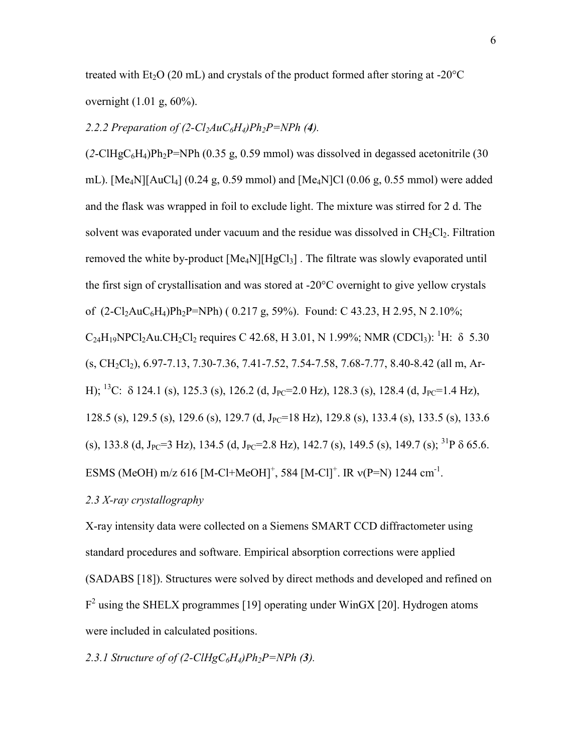treated with $Et_2O$ (20 mL) and crystals of the product formed after storing at -20°C overnight (1.01 g, 60%).

*2.2.2 Preparation of (2-$Cl_2AuC_6H_4$)$Ph_2P$=NPh (**4**).*

(*2*-$ClHgC_6H_4$)$Ph_2P$=NPh (0.35 g, 0.59 mmol) was dissolved in degassed acetonitrile (30 mL). [$Me_4N$][$AuCl_4$] (0.24 g, 0.59 mmol) and [$Me_4N$]Cl (0.06 g, 0.55 mmol) were added and the flask was wrapped in foil to exclude light. The mixture was stirred for 2 d. The solvent was evaporated under vacuum and the residue was dissolved in $CH_2Cl_2$. Filtration removed the white by-product [$Me_4N$][$HgCl_3$] . The filtrate was slowly evaporated until the first sign of crystallisation and was stored at -20°C overnight to give yellow crystals of (2-$Cl_2AuC_6H_4$)$Ph_2P$=NPh) ( 0.217 g, 59%). Found: C 43.23, H 2.95, N 2.10%; $C_{24}H_{19}NPCl_2Au.CH_2Cl_2$ requires C 42.68, H 3.01, N 1.99%; NMR ($CDCl_3$): $^1$H: δ 5.30 (s, $CH_2Cl_2$), 6.97-7.13, 7.30-7.36, 7.41-7.52, 7.54-7.58, 7.68-7.77, 8.40-8.42 (all m, Ar-H); $^{13}$C: δ 124.1 (s), 125.3 (s), 126.2 (d, $J_{PC}$=2.0 Hz), 128.3 (s), 128.4 (d, $J_{PC}$=1.4 Hz), 128.5 (s), 129.5 (s), 129.6 (s), 129.7 (d, $J_{PC}$=18 Hz), 129.8 (s), 133.4 (s), 133.5 (s), 133.6 (s), 133.8 (d, $J_{PC}$=3 Hz), 134.5 (d, $J_{PC}$=2.8 Hz), 142.7 (s), 149.5 (s), 149.7 (s); $^{31}$P δ 65.6. ESMS (MeOH) m/z 616 [M-Cl+MeOH]$^+$, 584 [M-Cl]$^+$. IR ν(P=N) 1244 cm$^{-1}$.

*2.3 X-ray crystallography*

X-ray intensity data were collected on a Siemens SMART CCD diffractometer using standard procedures and software. Empirical absorption corrections were applied (SADABS [18]). Structures were solved by direct methods and developed and refined on $F^2$ using the SHELX programmes [19] operating under WinGX [20]. Hydrogen atoms were included in calculated positions.

*2.3.1 Structure of of (2-$ClHgC_6H_4$)$Ph_2P$=NPh (**3**).*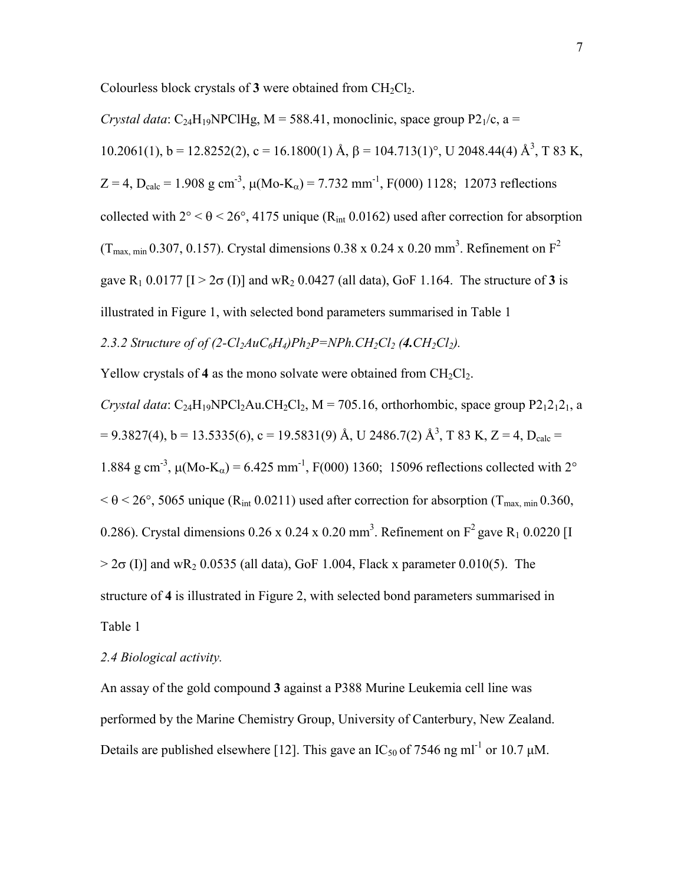Colourless block crystals of **3** were obtained from $CH_2Cl_2$.

*Crystal data*: $C_{24}H_{19}NPClHg$, M = 588.41, monoclinic, space group $P2_1/c$, a = 10.2061(1), b = 12.8252(2), c = 16.1800(1) Å, β = 104.713(1)°, U 2048.44(4) Å$^3$, T 83 K, Z = 4, $D_{calc}$ = 1.908 g cm$^{-3}$, μ(Mo-$K_\alpha$) = 7.732 mm$^{-1}$, F(000) 1128; 12073 reflections collected with 2° < θ < 26°, 4175 unique ($R_{int}$ 0.0162) used after correction for absorption ($T_{max, min}$ 0.307, 0.157). Crystal dimensions 0.38 x 0.24 x 0.20 mm$^3$. Refinement on $F^2$ gave $R_1$ 0.0177 [I > 2σ (I)] and $wR_2$ 0.0427 (all data), GoF 1.164. The structure of **3** is illustrated in Figure 1, with selected bond parameters summarised in Table 1

*2.3.2 Structure of of (2-$Cl_2AuC_6H_4$)$Ph_2P$=NPh.$CH_2Cl_2$ (**4**.$CH_2Cl_2$).*

Yellow crystals of **4** as the mono solvate were obtained from $CH_2Cl_2$.

*Crystal data*: $C_{24}H_{19}NPCl_2Au.CH_2Cl_2$, M = 705.16, orthorhombic, space group $P2_12_12_1$, a = 9.3827(4), b = 13.5335(6), c = 19.5831(9) Å, U 2486.7(2) Å$^3$, T 83 K, Z = 4, $D_{calc}$ = 1.884 g cm$^{-3}$, μ(Mo-$K_\alpha$) = 6.425 mm$^{-1}$, F(000) 1360; 15096 reflections collected with 2° < θ < 26°, 5065 unique ($R_{int}$ 0.0211) used after correction for absorption ($T_{max, min}$ 0.360, 0.286). Crystal dimensions 0.26 x 0.24 x 0.20 mm$^3$. Refinement on $F^2$ gave $R_1$ 0.0220 [I > 2σ (I)] and $wR_2$ 0.0535 (all data), GoF 1.004, Flack x parameter 0.010(5). The structure of **4** is illustrated in Figure 2, with selected bond parameters summarised in Table 1

*2.4 Biological activity.*

An assay of the gold compound **3** against a P388 Murine Leukemia cell line was performed by the Marine Chemistry Group, University of Canterbury, New Zealand. Details are published elsewhere [12]. This gave an $IC_{50}$ of 7546 ng ml$^{-1}$ or 10.7 μM.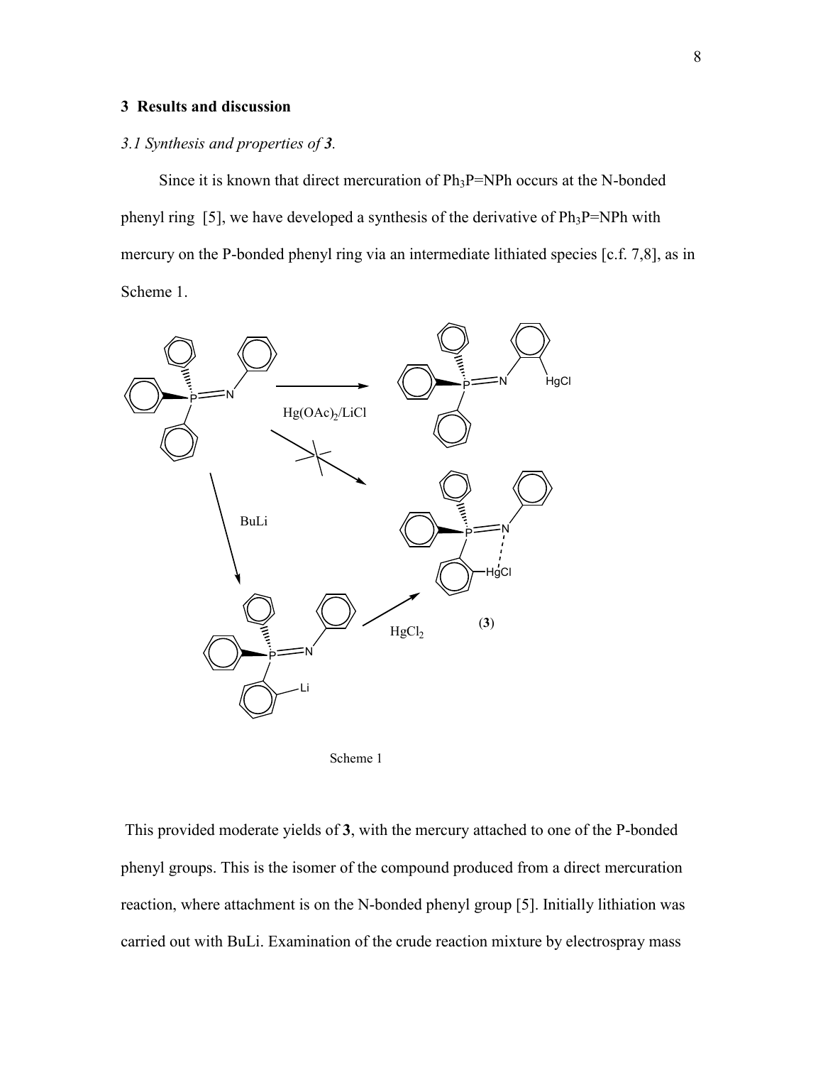## 3 Results and discussion

### *3.1 Synthesis and properties of **3**.*

Since it is known that direct mercuration of $Ph_3P{=}NPh$ occurs at the N-bonded phenyl ring [5], we have developed a synthesis of the derivative of $Ph_3P{=}NPh$ with mercury on the P-bonded phenyl ring via an intermediate lithiated species [c.f. 7,8], as in Scheme 1.

Scheme 1

This provided moderate yields of **3**, with the mercury attached to one of the P-bonded phenyl groups. This is the isomer of the compound produced from a direct mercuration reaction, where attachment is on the N-bonded phenyl group [5]. Initially lithiation was carried out with BuLi. Examination of the crude reaction mixture by electrospray mass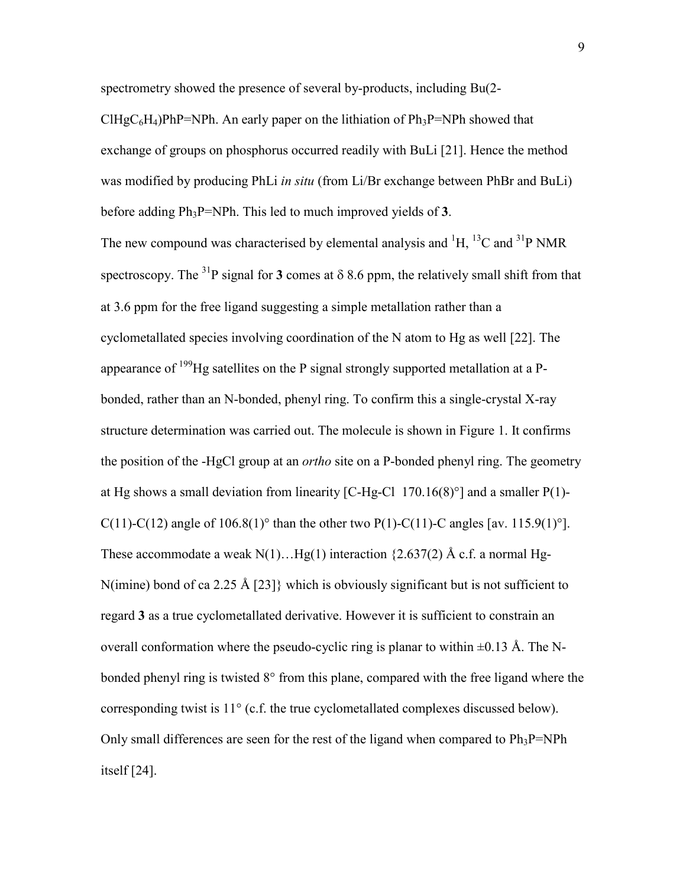spectrometry showed the presence of several by-products, including Bu(2-$ClHgC_6H_4$)PhP=NPh. An early paper on the lithiation of $Ph_3P$=NPh showed that exchange of groups on phosphorus occurred readily with BuLi [21]. Hence the method was modified by producing PhLi *in situ* (from Li/Br exchange between PhBr and BuLi) before adding $Ph_3P$=NPh. This led to much improved yields of **3**.

The new compound was characterised by elemental analysis and $^{1}H$, $^{13}C$ and $^{31}P$ NMR spectroscopy. The $^{31}P$ signal for **3** comes at δ 8.6 ppm, the relatively small shift from that at 3.6 ppm for the free ligand suggesting a simple metallation rather than a cyclometallated species involving coordination of the N atom to Hg as well [22]. The appearance of $^{199}Hg$ satellites on the P signal strongly supported metallation at a P-bonded, rather than an N-bonded, phenyl ring. To confirm this a single-crystal X-ray structure determination was carried out. The molecule is shown in Figure 1. It confirms the position of the -HgCl group at an *ortho* site on a P-bonded phenyl ring. The geometry at Hg shows a small deviation from linearity [C-Hg-Cl 170.16(8)°] and a smaller P(1)-C(11)-C(12) angle of 106.8(1)° than the other two P(1)-C(11)-C angles [av. 115.9(1)°]. These accommodate a weak N(1)…Hg(1) interaction {2.637(2) Å c.f. a normal Hg-N(imine) bond of ca 2.25 Å [23]} which is obviously significant but is not sufficient to regard **3** as a true cyclometallated derivative. However it is sufficient to constrain an overall conformation where the pseudo-cyclic ring is planar to within ±0.13 Å. The N-bonded phenyl ring is twisted 8° from this plane, compared with the free ligand where the corresponding twist is 11° (c.f. the true cyclometallated complexes discussed below). Only small differences are seen for the rest of the ligand when compared to $Ph_3P$=NPh itself [24].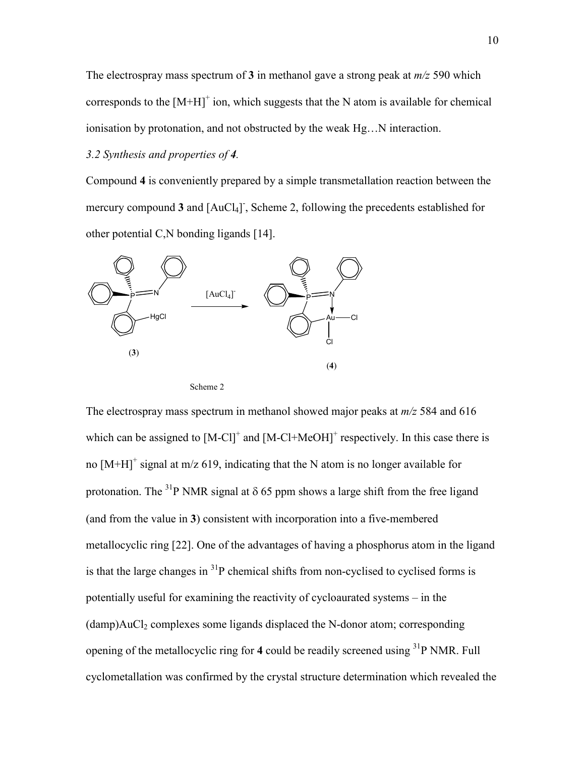The electrospray mass spectrum of **3** in methanol gave a strong peak at *m/z* 590 which corresponds to the $[M+H]^+$ ion, which suggests that the N atom is available for chemical ionisation by protonation, and not obstructed by the weak Hg…N interaction.

*3.2 Synthesis and properties of **4**.*

Compound **4** is conveniently prepared by a simple transmetallation reaction between the mercury compound **3** and $[AuCl_4]^-$, Scheme 2, following the precedents established for other potential C,N bonding ligands [14].

Scheme 2

The electrospray mass spectrum in methanol showed major peaks at *m/z* 584 and 616 which can be assigned to $[M-Cl]^+$ and $[M-Cl+MeOH]^+$ respectively. In this case there is no $[M+H]^+$ signal at m/z 619, indicating that the N atom is no longer available for protonation. The $^{31}P$ NMR signal at δ 65 ppm shows a large shift from the free ligand (and from the value in **3**) consistent with incorporation into a five-membered metallocyclic ring [22]. One of the advantages of having a phosphorus atom in the ligand is that the large changes in $^{31}P$ chemical shifts from non-cyclised to cyclised forms is potentially useful for examining the reactivity of cycloaurated systems – in the (damp)$AuCl_2$ complexes some ligands displaced the N-donor atom; corresponding opening of the metallocyclic ring for **4** could be readily screened using $^{31}P$ NMR. Full cyclometallation was confirmed by the crystal structure determination which revealed the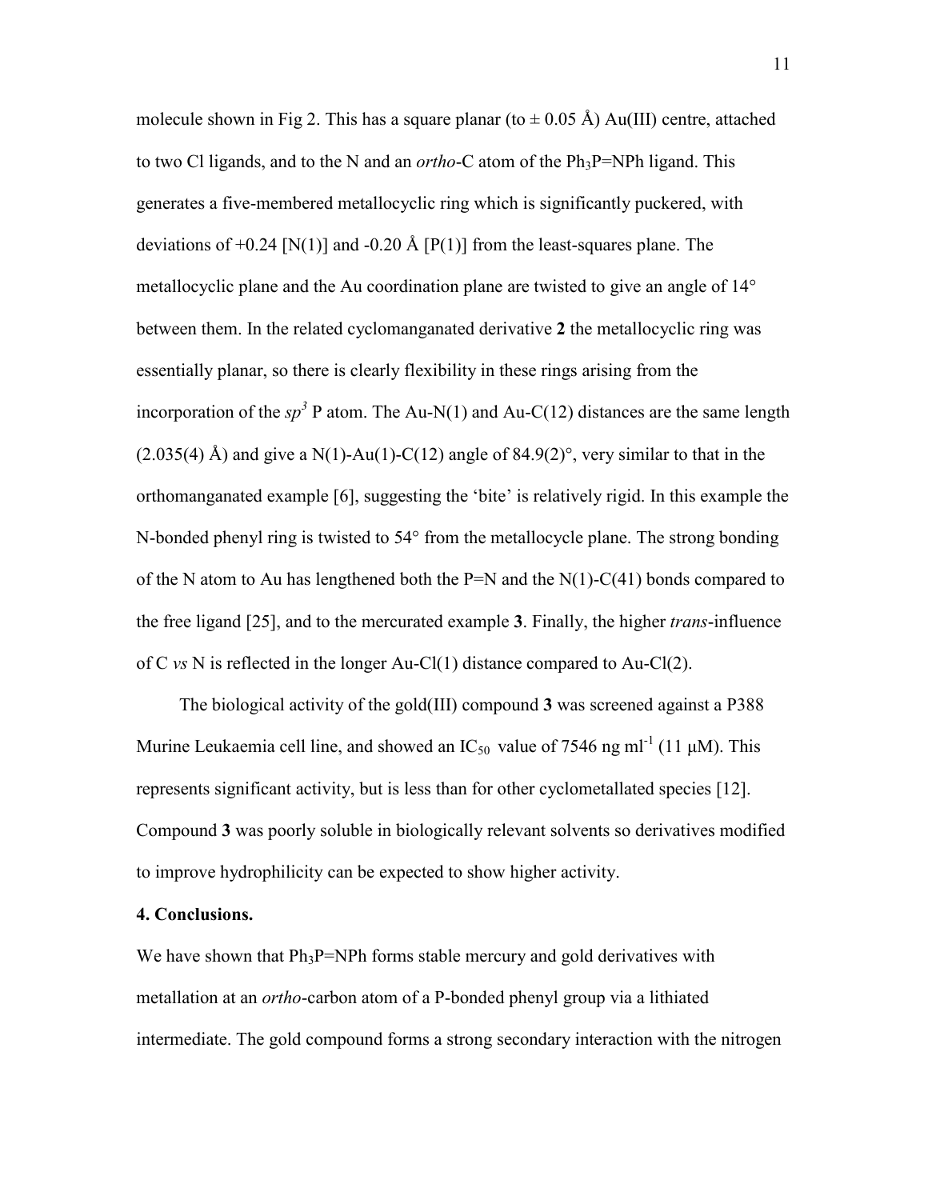molecule shown in Fig 2. This has a square planar (to ± 0.05 Å) Au(III) centre, attached to two Cl ligands, and to the N and an *ortho*-C atom of the $Ph_3P$=NPh ligand. This generates a five-membered metallocyclic ring which is significantly puckered, with deviations of +0.24 [N(1)] and -0.20 Å [P(1)] from the least-squares plane. The metallocyclic plane and the Au coordination plane are twisted to give an angle of 14° between them. In the related cyclomanganated derivative **2** the metallocyclic ring was essentially planar, so there is clearly flexibility in these rings arising from the incorporation of the $sp^3$ P atom. The Au-N(1) and Au-C(12) distances are the same length (2.035(4) Å) and give a N(1)-Au(1)-C(12) angle of 84.9(2)°, very similar to that in the orthomanganated example [6], suggesting the 'bite' is relatively rigid. In this example the N-bonded phenyl ring is twisted to 54° from the metallocycle plane. The strong bonding of the N atom to Au has lengthened both the P=N and the N(1)-C(41) bonds compared to the free ligand [25], and to the mercurated example **3**. Finally, the higher *trans*-influence of C *vs* N is reflected in the longer Au-Cl(1) distance compared to Au-Cl(2).

The biological activity of the gold(III) compound **3** was screened against a P388 Murine Leukaemia cell line, and showed an $IC_{50}$ value of 7546 ng $ml^{-1}$ (11 μM). This represents significant activity, but is less than for other cyclometallated species [12]. Compound **3** was poorly soluble in biologically relevant solvents so derivatives modified to improve hydrophilicity can be expected to show higher activity.

**4. Conclusions.**

We have shown that $Ph_3P$=NPh forms stable mercury and gold derivatives with metallation at an *ortho*-carbon atom of a P-bonded phenyl group via a lithiated intermediate. The gold compound forms a strong secondary interaction with the nitrogen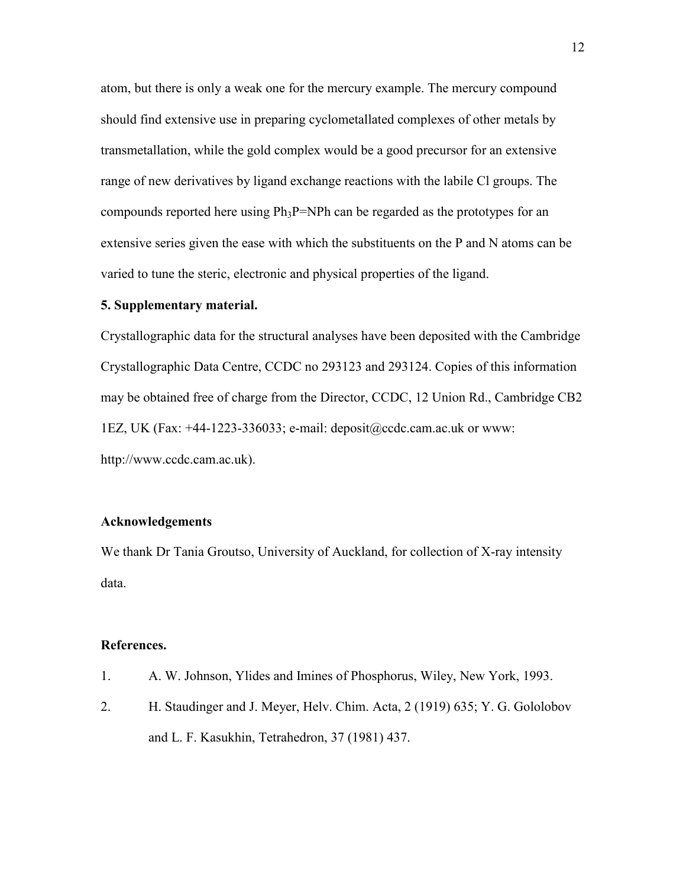atom, but there is only a weak one for the mercury example. The mercury compound should find extensive use in preparing cyclometallated complexes of other metals by transmetallation, while the gold complex would be a good precursor for an extensive range of new derivatives by ligand exchange reactions with the labile Cl groups. The compounds reported here using $Ph_3P$=NPh can be regarded as the prototypes for an extensive series given the ease with which the substituents on the P and N atoms can be varied to tune the steric, electronic and physical properties of the ligand.

**5. Supplementary material.**

Crystallographic data for the structural analyses have been deposited with the Cambridge Crystallographic Data Centre, CCDC no 293123 and 293124. Copies of this information may be obtained free of charge from the Director, CCDC, 12 Union Rd., Cambridge CB2 1EZ, UK (Fax: +44-1223-336033; e-mail: deposit@ccdc.cam.ac.uk or www: http://www.ccdc.cam.ac.uk).

**Acknowledgements**

We thank Dr Tania Groutso, University of Auckland, for collection of X-ray intensity data.

**References.**

1. A. W. Johnson, Ylides and Imines of Phosphorus, Wiley, New York, 1993.
2. H. Staudinger and J. Meyer, Helv. Chim. Acta, 2 (1919) 635; Y. G. Gololobov and L. F. Kasukhin, Tetrahedron, 37 (1981) 437.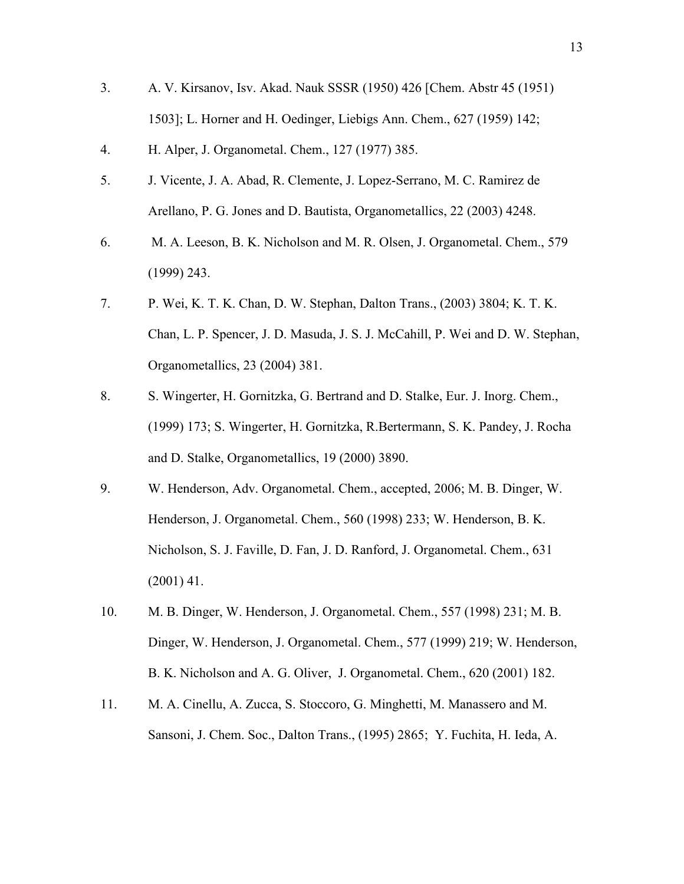3. A. V. Kirsanov, Isv. Akad. Nauk SSSR (1950) 426 [Chem. Abstr 45 (1951) 1503]; L. Horner and H. Oedinger, Liebigs Ann. Chem., 627 (1959) 142;
4. H. Alper, J. Organometal. Chem., 127 (1977) 385.
5. J. Vicente, J. A. Abad, R. Clemente, J. Lopez-Serrano, M. C. Ramirez de Arellano, P. G. Jones and D. Bautista, Organometallics, 22 (2003) 4248.
6. M. A. Leeson, B. K. Nicholson and M. R. Olsen, J. Organometal. Chem., 579 (1999) 243.
7. P. Wei, K. T. K. Chan, D. W. Stephan, Dalton Trans., (2003) 3804; K. T. K. Chan, L. P. Spencer, J. D. Masuda, J. S. J. McCahill, P. Wei and D. W. Stephan, Organometallics, 23 (2004) 381.
8. S. Wingerter, H. Gornitzka, G. Bertrand and D. Stalke, Eur. J. Inorg. Chem., (1999) 173; S. Wingerter, H. Gornitzka, R.Bertermann, S. K. Pandey, J. Rocha and D. Stalke, Organometallics, 19 (2000) 3890.
9. W. Henderson, Adv. Organometal. Chem., accepted, 2006; M. B. Dinger, W. Henderson, J. Organometal. Chem., 560 (1998) 233; W. Henderson, B. K. Nicholson, S. J. Faville, D. Fan, J. D. Ranford, J. Organometal. Chem., 631 (2001) 41.
10. M. B. Dinger, W. Henderson, J. Organometal. Chem., 557 (1998) 231; M. B. Dinger, W. Henderson, J. Organometal. Chem., 577 (1999) 219; W. Henderson, B. K. Nicholson and A. G. Oliver, J. Organometal. Chem., 620 (2001) 182.
11. M. A. Cinellu, A. Zucca, S. Stoccoro, G. Minghetti, M. Manassero and M. Sansoni, J. Chem. Soc., Dalton Trans., (1995) 2865; Y. Fuchita, H. Ieda, A.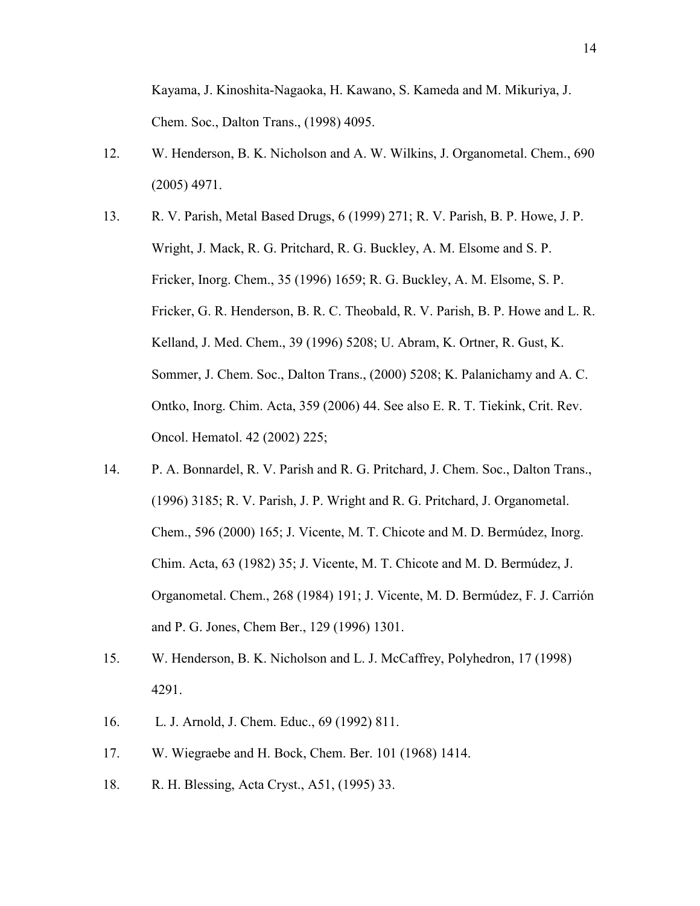Kayama, J. Kinoshita-Nagaoka, H. Kawano, S. Kameda and M. Mikuriya, J. Chem. Soc., Dalton Trans., (1998) 4095.

12. W. Henderson, B. K. Nicholson and A. W. Wilkins, J. Organometal. Chem., 690 (2005) 4971.

13. R. V. Parish, Metal Based Drugs, 6 (1999) 271; R. V. Parish, B. P. Howe, J. P. Wright, J. Mack, R. G. Pritchard, R. G. Buckley, A. M. Elsome and S. P. Fricker, Inorg. Chem., 35 (1996) 1659; R. G. Buckley, A. M. Elsome, S. P. Fricker, G. R. Henderson, B. R. C. Theobald, R. V. Parish, B. P. Howe and L. R. Kelland, J. Med. Chem., 39 (1996) 5208; U. Abram, K. Ortner, R. Gust, K. Sommer, J. Chem. Soc., Dalton Trans., (2000) 5208; K. Palanichamy and A. C. Ontko, Inorg. Chim. Acta, 359 (2006) 44. See also E. R. T. Tiekink, Crit. Rev. Oncol. Hematol. 42 (2002) 225;

14. P. A. Bonnardel, R. V. Parish and R. G. Pritchard, J. Chem. Soc., Dalton Trans., (1996) 3185; R. V. Parish, J. P. Wright and R. G. Pritchard, J. Organometal. Chem., 596 (2000) 165; J. Vicente, M. T. Chicote and M. D. Bermúdez, Inorg. Chim. Acta, 63 (1982) 35; J. Vicente, M. T. Chicote and M. D. Bermúdez, J. Organometal. Chem., 268 (1984) 191; J. Vicente, M. D. Bermúdez, F. J. Carrión and P. G. Jones, Chem Ber., 129 (1996) 1301.

15. W. Henderson, B. K. Nicholson and L. J. McCaffrey, Polyhedron, 17 (1998) 4291.

16. L. J. Arnold, J. Chem. Educ., 69 (1992) 811.

17. W. Wiegraebe and H. Bock, Chem. Ber. 101 (1968) 1414.

18. R. H. Blessing, Acta Cryst., A51, (1995) 33.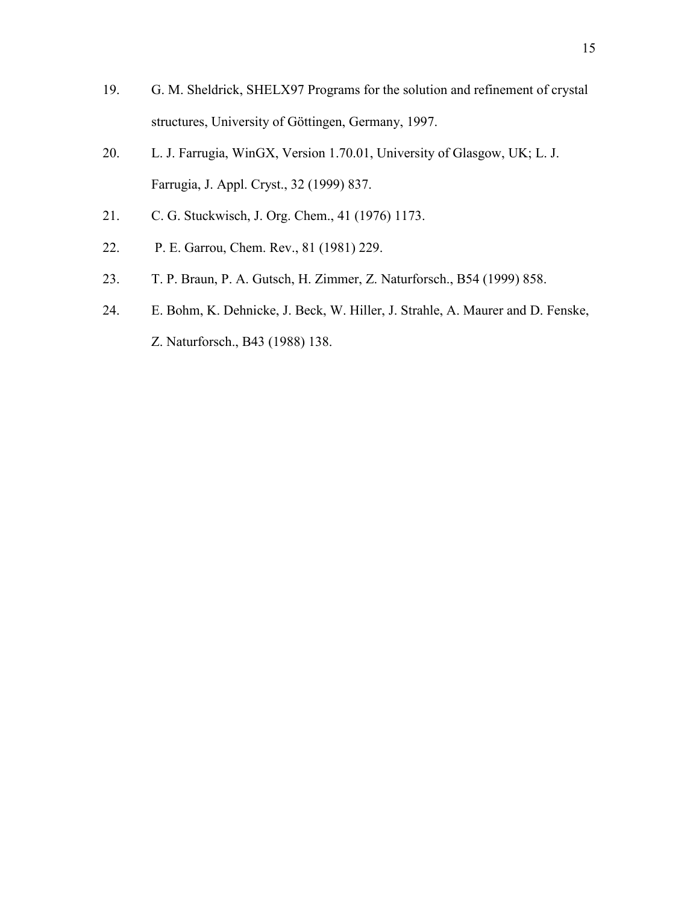19. G. M. Sheldrick, SHELX97 Programs for the solution and refinement of crystal structures, University of Göttingen, Germany, 1997.
20. L. J. Farrugia, WinGX, Version 1.70.01, University of Glasgow, UK; L. J. Farrugia, J. Appl. Cryst., 32 (1999) 837.
21. C. G. Stuckwisch, J. Org. Chem., 41 (1976) 1173.
22. P. E. Garrou, Chem. Rev., 81 (1981) 229.
23. T. P. Braun, P. A. Gutsch, H. Zimmer, Z. Naturforsch., B54 (1999) 858.
24. E. Bohm, K. Dehnicke, J. Beck, W. Hiller, J. Strahle, A. Maurer and D. Fenske, Z. Naturforsch., B43 (1988) 138.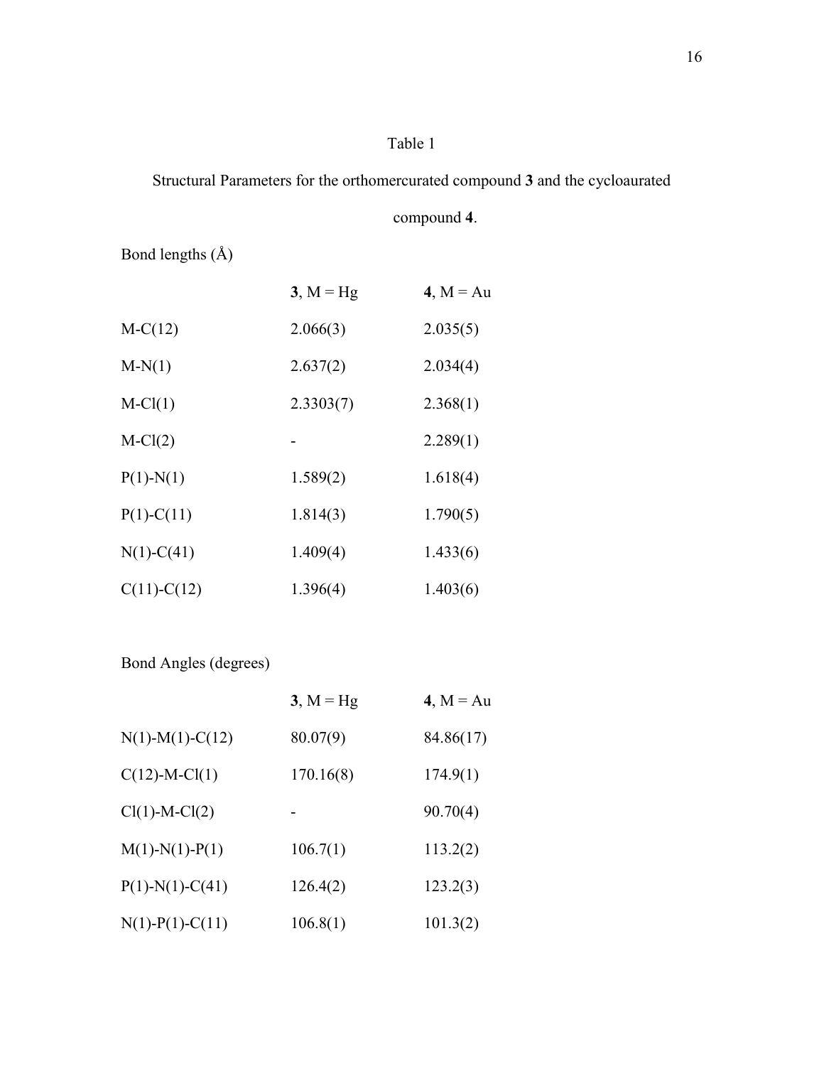Table 1

Structural Parameters for the orthomercurated compound **3** and the cycloaurated compound **4**.

Bond lengths (Å)

| | **3**, M = Hg | **4**, M = Au |
|---|---|---|
| M-C(12) | 2.066(3) | 2.035(5) |
| M-N(1) | 2.637(2) | 2.034(4) |
| M-Cl(1) | 2.3303(7) | 2.368(1) |
| M-Cl(2) | - | 2.289(1) |
| P(1)-N(1) | 1.589(2) | 1.618(4) |
| P(1)-C(11) | 1.814(3) | 1.790(5) |
| N(1)-C(41) | 1.409(4) | 1.433(6) |
| C(11)-C(12) | 1.396(4) | 1.403(6) |

Bond Angles (degrees)

| | **3**, M = Hg | **4**, M = Au |
|---|---|---|
| N(1)-M(1)-C(12) | 80.07(9) | 84.86(17) |
| C(12)-M-Cl(1) | 170.16(8) | 174.9(1) |
| Cl(1)-M-Cl(2) | - | 90.70(4) |
| M(1)-N(1)-P(1) | 106.7(1) | 113.2(2) |
| P(1)-N(1)-C(41) | 126.4(2) | 123.2(3) |
| N(1)-P(1)-C(11) | 106.8(1) | 101.3(2) |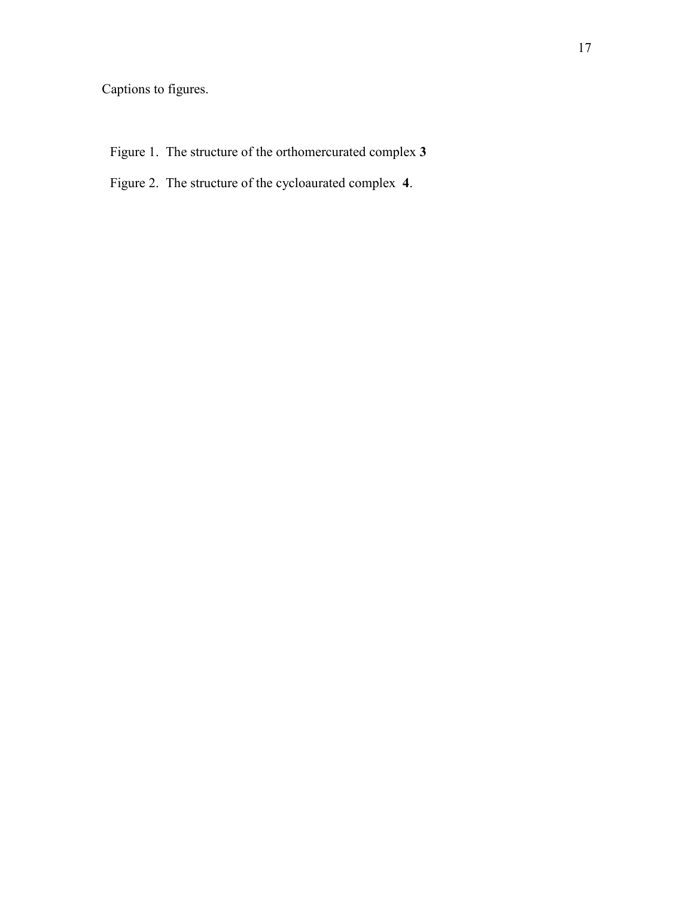Captions to figures.

Figure 1. The structure of the orthomercurated complex **3**

Figure 2. The structure of the cycloaurated complex **4**.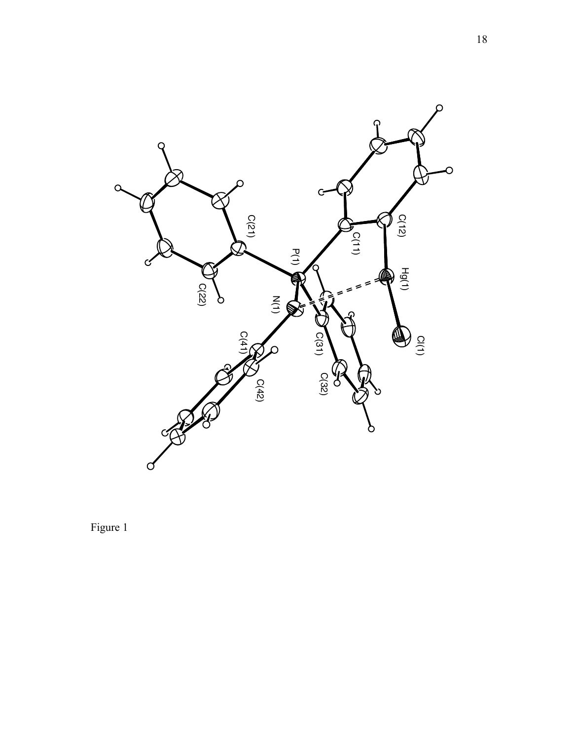Figure 1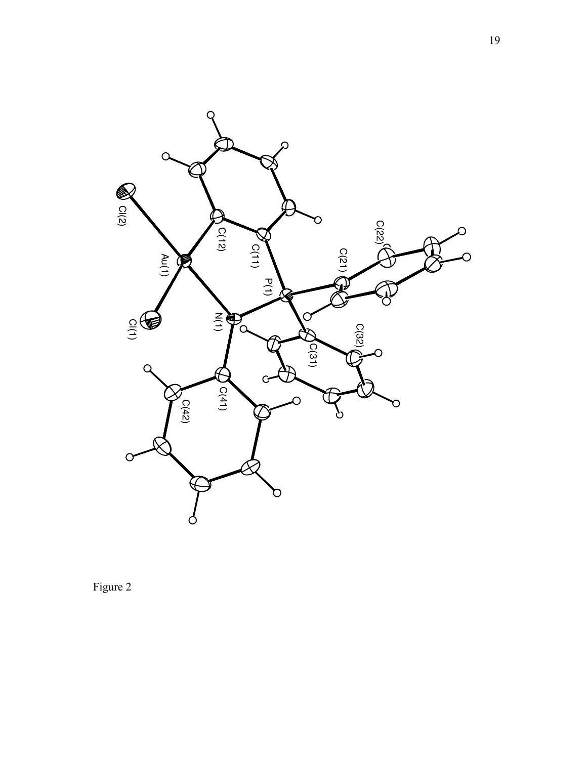Cl(2)

C(12)

C(11)

C(22)

C(21)

Au(1)

P(1)

Cl(1)

N(1)

C(31)

C(32)

C(41)

C(42)

Figure 2